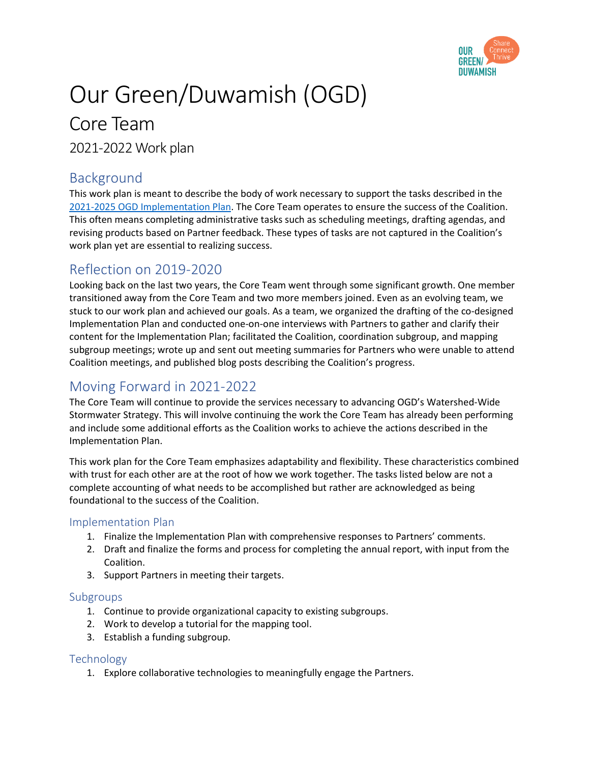# Our Green/Duwamish (OGD)

## Core Team

### 2021-2022 Work plan

## Background

This work plan is meant to describe the body of work necessary to support the tasks described in the [2021-2025 OGD Implementation Plan](). The Core Team operates to ensure the success of the Coalition. This often means completing administrative tasks such as scheduling meetings, drafting agendas, and revising products based on Partner feedback. These types of tasks are not captured in the Coalition's work plan yet are essential to realizing success.

## Reflection on 2019-2020

Looking back on the last two years, the Core Team went through some significant growth. One member transitioned away from the Core Team and two more members joined. Even as an evolving team, we stuck to our work plan and achieved our goals. As a team, we organized the drafting of the co-designed Implementation Plan and conducted one-on-one interviews with Partners to gather and clarify their content for the Implementation Plan; facilitated the Coalition, coordination subgroup, and mapping subgroup meetings; wrote up and sent out meeting summaries for Partners who were unable to attend Coalition meetings, and published blog posts describing the Coalition's progress.

## Moving Forward in 2021-2022

The Core Team will continue to provide the services necessary to advancing OGD's Watershed-Wide Stormwater Strategy. This will involve continuing the work the Core Team has already been performing and include some additional efforts as the Coalition works to achieve the actions described in the Implementation Plan.

This work plan for the Core Team emphasizes adaptability and flexibility. These characteristics combined with trust for each other are at the root of how we work together. The tasks listed below are not a complete accounting of what needs to be accomplished but rather are acknowledged as being foundational to the success of the Coalition.

### Implementation Plan

1. Finalize the Implementation Plan with comprehensive responses to Partners' comments.
2. Draft and finalize the forms and process for completing the annual report, with input from the Coalition.
3. Support Partners in meeting their targets.

### Subgroups

1. Continue to provide organizational capacity to existing subgroups.
2. Work to develop a tutorial for the mapping tool.
3. Establish a funding subgroup.

### Technology

1. Explore collaborative technologies to meaningfully engage the Partners.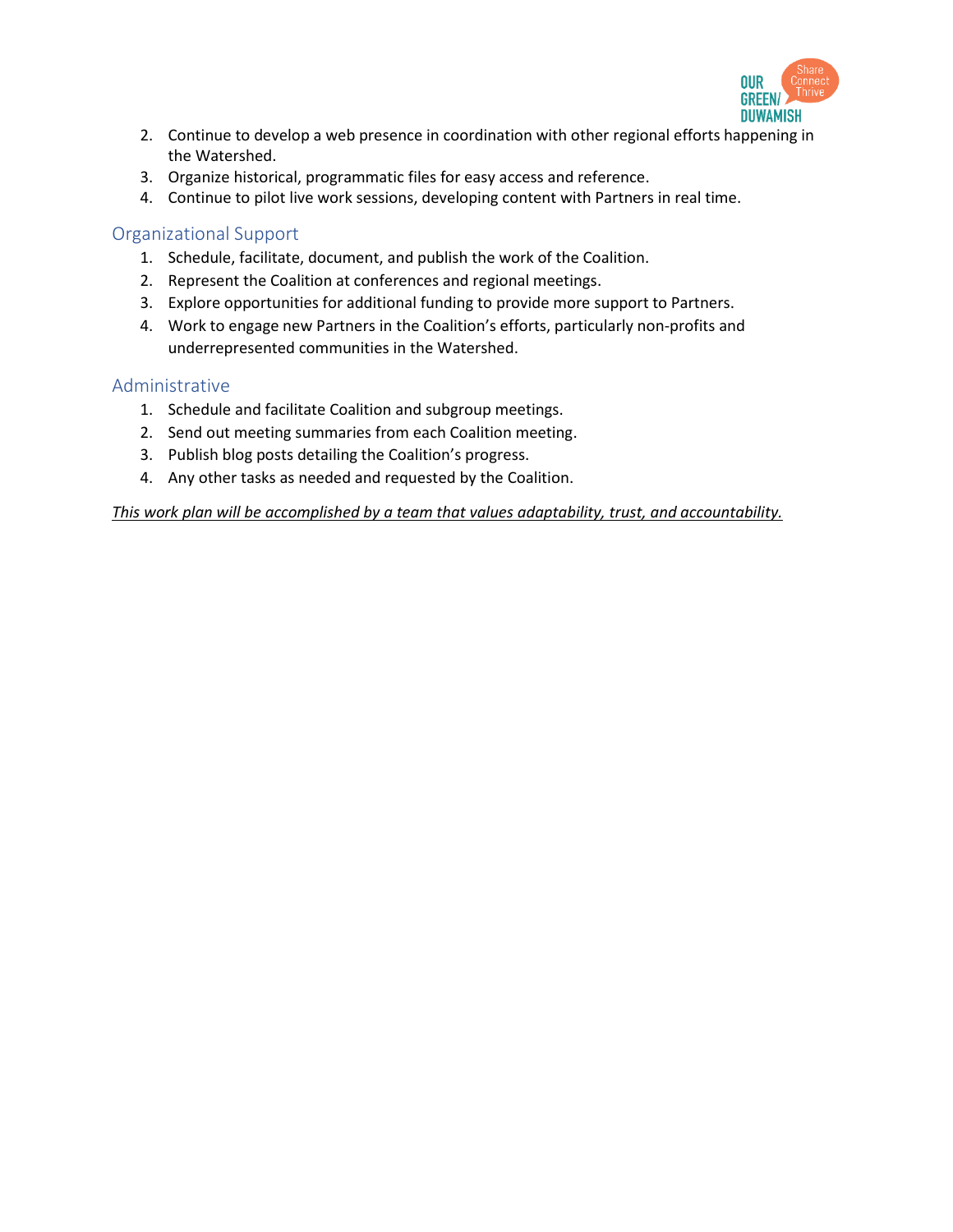2. Continue to develop a web presence in coordination with other regional efforts happening in the Watershed.
3. Organize historical, programmatic files for easy access and reference.
4. Continue to pilot live work sessions, developing content with Partners in real time.

## Organizational Support

1. Schedule, facilitate, document, and publish the work of the Coalition.
2. Represent the Coalition at conferences and regional meetings.
3. Explore opportunities for additional funding to provide more support to Partners.
4. Work to engage new Partners in the Coalition's efforts, particularly non-profits and underrepresented communities in the Watershed.

## Administrative

1. Schedule and facilitate Coalition and subgroup meetings.
2. Send out meeting summaries from each Coalition meeting.
3. Publish blog posts detailing the Coalition's progress.
4. Any other tasks as needed and requested by the Coalition.

*This work plan will be accomplished by a team that values adaptability, trust, and accountability.*